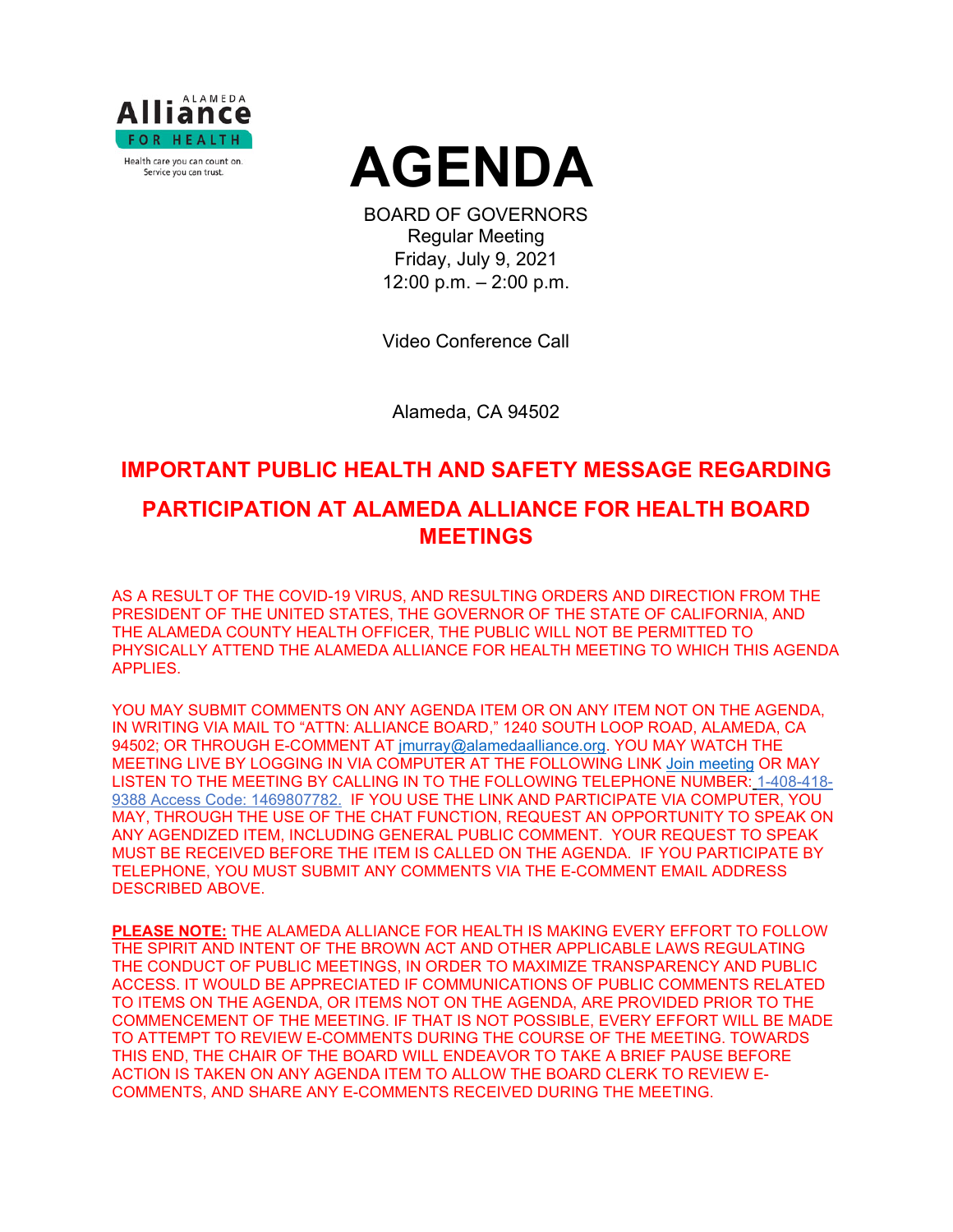# AGENDA

BOARD OF GOVERNORS
Regular Meeting
Friday, July 9, 2021
12:00 p.m. – 2:00 p.m.

Video Conference Call

Alameda, CA 94502

## IMPORTANT PUBLIC HEALTH AND SAFETY MESSAGE REGARDING PARTICIPATION AT ALAMEDA ALLIANCE FOR HEALTH BOARD MEETINGS

AS A RESULT OF THE COVID-19 VIRUS, AND RESULTING ORDERS AND DIRECTION FROM THE PRESIDENT OF THE UNITED STATES, THE GOVERNOR OF THE STATE OF CALIFORNIA, AND THE ALAMEDA COUNTY HEALTH OFFICER, THE PUBLIC WILL NOT BE PERMITTED TO PHYSICALLY ATTEND THE ALAMEDA ALLIANCE FOR HEALTH MEETING TO WHICH THIS AGENDA APPLIES.

YOU MAY SUBMIT COMMENTS ON ANY AGENDA ITEM OR ON ANY ITEM NOT ON THE AGENDA, IN WRITING VIA MAIL TO "ATTN: ALLIANCE BOARD," 1240 SOUTH LOOP ROAD, ALAMEDA, CA 94502; OR THROUGH E-COMMENT AT jmurray@alamedaalliance.org. YOU MAY WATCH THE MEETING LIVE BY LOGGING IN VIA COMPUTER AT THE FOLLOWING LINK Join meeting OR MAY LISTEN TO THE MEETING BY CALLING IN TO THE FOLLOWING TELEPHONE NUMBER: 1-408-418-9388 Access Code: 1469807782. IF YOU USE THE LINK AND PARTICIPATE VIA COMPUTER, YOU MAY, THROUGH THE USE OF THE CHAT FUNCTION, REQUEST AN OPPORTUNITY TO SPEAK ON ANY AGENDIZED ITEM, INCLUDING GENERAL PUBLIC COMMENT. YOUR REQUEST TO SPEAK MUST BE RECEIVED BEFORE THE ITEM IS CALLED ON THE AGENDA. IF YOU PARTICIPATE BY TELEPHONE, YOU MUST SUBMIT ANY COMMENTS VIA THE E-COMMENT EMAIL ADDRESS DESCRIBED ABOVE.

**PLEASE NOTE:** THE ALAMEDA ALLIANCE FOR HEALTH IS MAKING EVERY EFFORT TO FOLLOW THE SPIRIT AND INTENT OF THE BROWN ACT AND OTHER APPLICABLE LAWS REGULATING THE CONDUCT OF PUBLIC MEETINGS, IN ORDER TO MAXIMIZE TRANSPARENCY AND PUBLIC ACCESS. IT WOULD BE APPRECIATED IF COMMUNICATIONS OF PUBLIC COMMENTS RELATED TO ITEMS ON THE AGENDA, OR ITEMS NOT ON THE AGENDA, ARE PROVIDED PRIOR TO THE COMMENCEMENT OF THE MEETING. IF THAT IS NOT POSSIBLE, EVERY EFFORT WILL BE MADE TO ATTEMPT TO REVIEW E-COMMENTS DURING THE COURSE OF THE MEETING. TOWARDS THIS END, THE CHAIR OF THE BOARD WILL ENDEAVOR TO TAKE A BRIEF PAUSE BEFORE ACTION IS TAKEN ON ANY AGENDA ITEM TO ALLOW THE BOARD CLERK TO REVIEW E-COMMENTS, AND SHARE ANY E-COMMENTS RECEIVED DURING THE MEETING.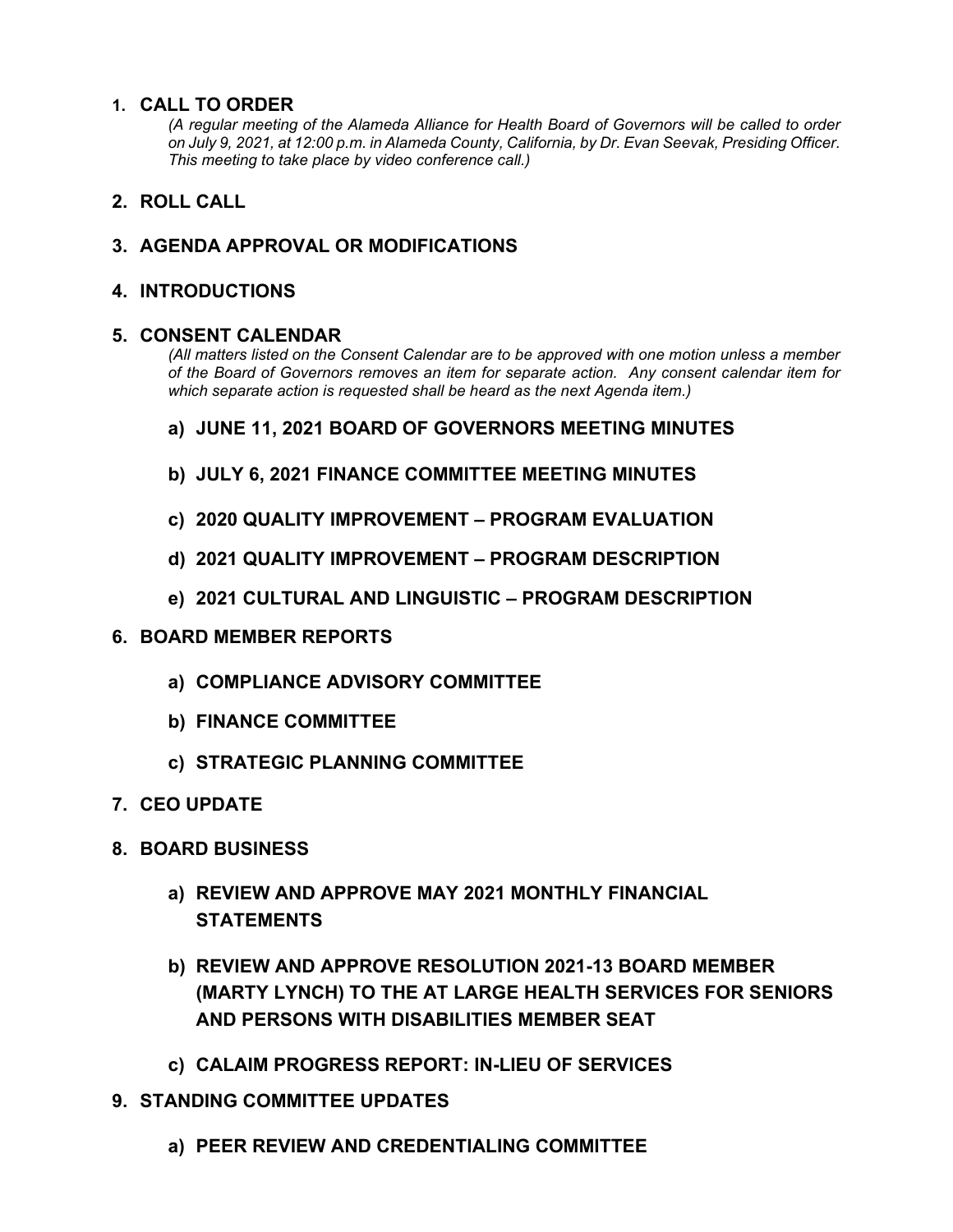1. **CALL TO ORDER**

   *(A regular meeting of the Alameda Alliance for Health Board of Governors will be called to order on July 9, 2021, at 12:00 p.m. in Alameda County, California, by Dr. Evan Seevak, Presiding Officer. This meeting to take place by video conference call.)*

2. **ROLL CALL**

3. **AGENDA APPROVAL OR MODIFICATIONS**

4. **INTRODUCTIONS**

5. **CONSENT CALENDAR**

   *(All matters listed on the Consent Calendar are to be approved with one motion unless a member of the Board of Governors removes an item for separate action. Any consent calendar item for which separate action is requested shall be heard as the next Agenda item.)*

   **a) JUNE 11, 2021 BOARD OF GOVERNORS MEETING MINUTES**

   **b) JULY 6, 2021 FINANCE COMMITTEE MEETING MINUTES**

   **c) 2020 QUALITY IMPROVEMENT – PROGRAM EVALUATION**

   **d) 2021 QUALITY IMPROVEMENT – PROGRAM DESCRIPTION**

   **e) 2021 CULTURAL AND LINGUISTIC – PROGRAM DESCRIPTION**

6. **BOARD MEMBER REPORTS**

   **a) COMPLIANCE ADVISORY COMMITTEE**

   **b) FINANCE COMMITTEE**

   **c) STRATEGIC PLANNING COMMITTEE**

7. **CEO UPDATE**

8. **BOARD BUSINESS**

   **a) REVIEW AND APPROVE MAY 2021 MONTHLY FINANCIAL STATEMENTS**

   **b) REVIEW AND APPROVE RESOLUTION 2021-13 BOARD MEMBER (MARTY LYNCH) TO THE AT LARGE HEALTH SERVICES FOR SENIORS AND PERSONS WITH DISABILITIES MEMBER SEAT**

   **c) CALAIM PROGRESS REPORT: IN-LIEU OF SERVICES**

9. **STANDING COMMITTEE UPDATES**

   **a) PEER REVIEW AND CREDENTIALING COMMITTEE**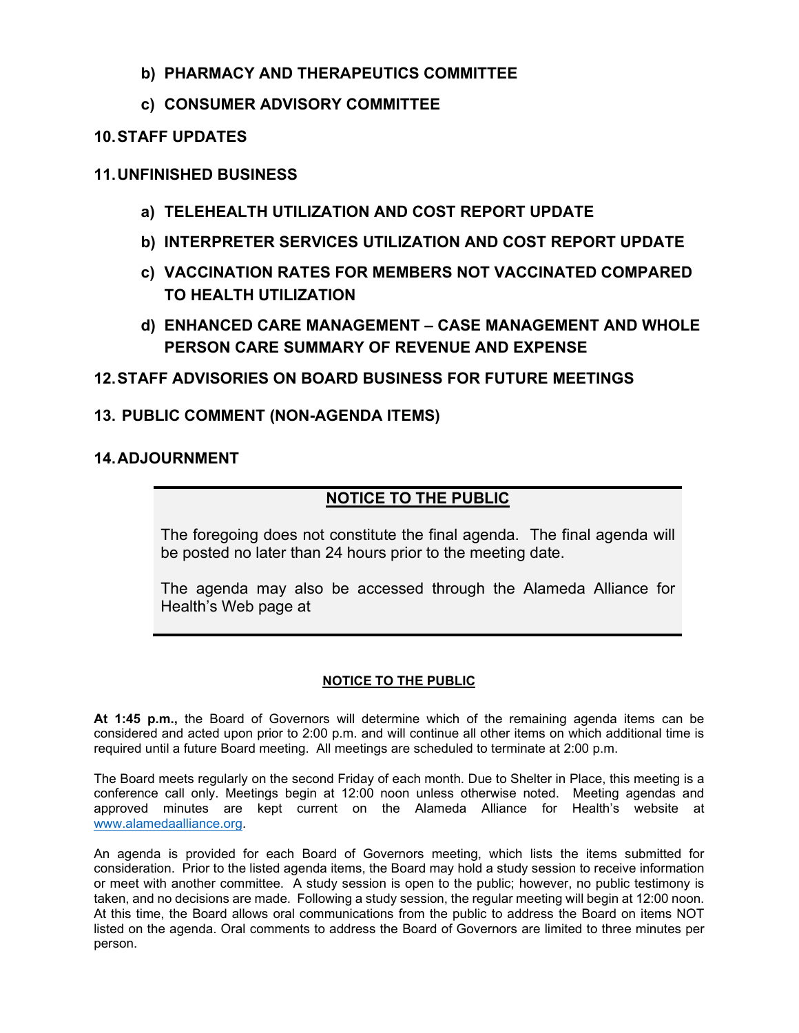**b) PHARMACY AND THERAPEUTICS COMMITTEE**

**c) CONSUMER ADVISORY COMMITTEE**

## 10. STAFF UPDATES

## 11. UNFINISHED BUSINESS

**a) TELEHEALTH UTILIZATION AND COST REPORT UPDATE**

**b) INTERPRETER SERVICES UTILIZATION AND COST REPORT UPDATE**

**c) VACCINATION RATES FOR MEMBERS NOT VACCINATED COMPARED TO HEALTH UTILIZATION**

**d) ENHANCED CARE MANAGEMENT – CASE MANAGEMENT AND WHOLE PERSON CARE SUMMARY OF REVENUE AND EXPENSE**

## 12. STAFF ADVISORIES ON BOARD BUSINESS FOR FUTURE MEETINGS

## 13. PUBLIC COMMENT (NON-AGENDA ITEMS)

## 14. ADJOURNMENT

**NOTICE TO THE PUBLIC**

The foregoing does not constitute the final agenda. The final agenda will be posted no later than 24 hours prior to the meeting date.

The agenda may also be accessed through the Alameda Alliance for Health's Web page at

**NOTICE TO THE PUBLIC**

**At 1:45 p.m.,** the Board of Governors will determine which of the remaining agenda items can be considered and acted upon prior to 2:00 p.m. and will continue all other items on which additional time is required until a future Board meeting. All meetings are scheduled to terminate at 2:00 p.m.

The Board meets regularly on the second Friday of each month. Due to Shelter in Place, this meeting is a conference call only. Meetings begin at 12:00 noon unless otherwise noted. Meeting agendas and approved minutes are kept current on the Alameda Alliance for Health's website at www.alamedaalliance.org.

An agenda is provided for each Board of Governors meeting, which lists the items submitted for consideration. Prior to the listed agenda items, the Board may hold a study session to receive information or meet with another committee. A study session is open to the public; however, no public testimony is taken, and no decisions are made. Following a study session, the regular meeting will begin at 12:00 noon. At this time, the Board allows oral communications from the public to address the Board on items NOT listed on the agenda. Oral comments to address the Board of Governors are limited to three minutes per person.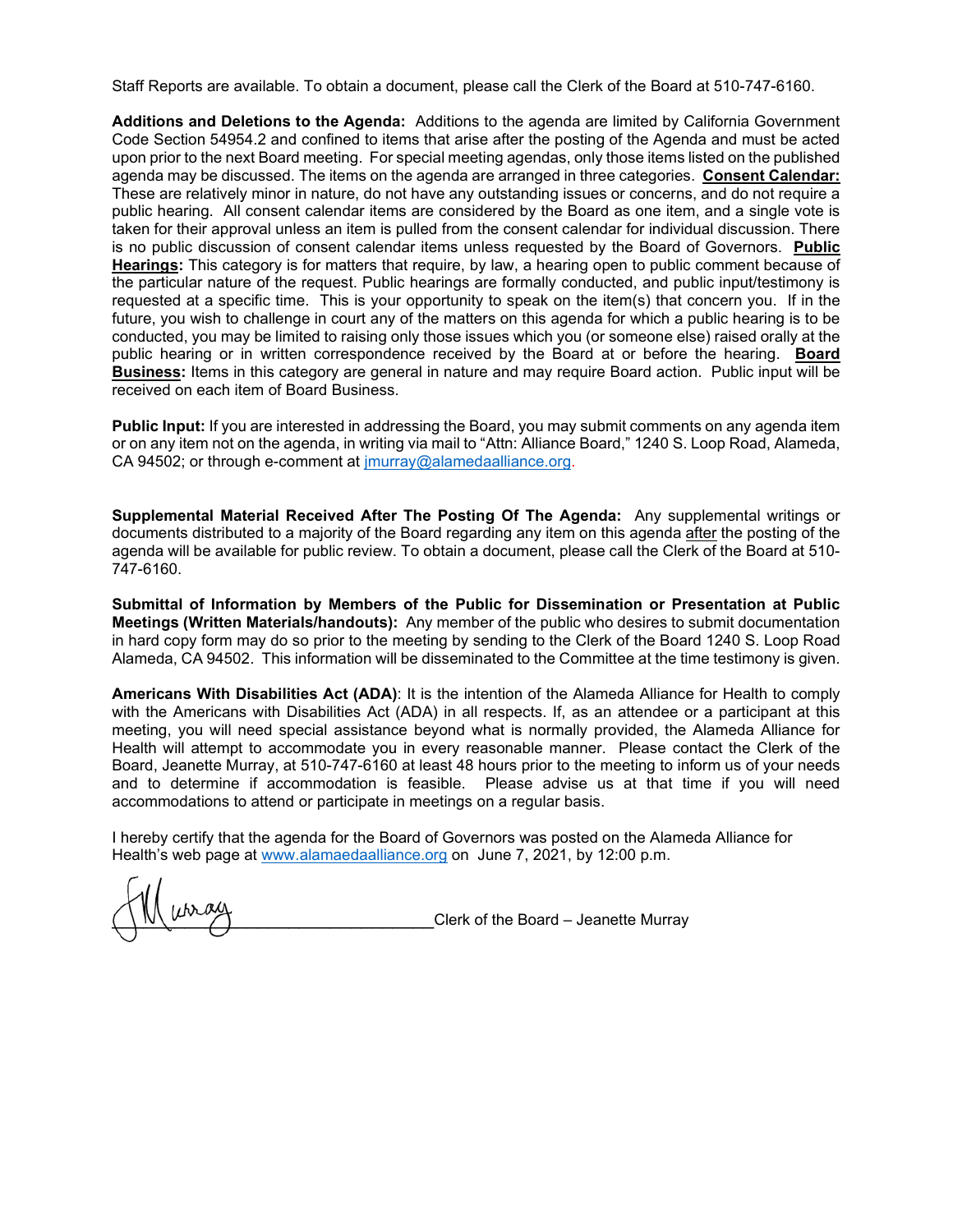Staff Reports are available. To obtain a document, please call the Clerk of the Board at 510-747-6160.

**Additions and Deletions to the Agenda:** Additions to the agenda are limited by California Government Code Section 54954.2 and confined to items that arise after the posting of the Agenda and must be acted upon prior to the next Board meeting. For special meeting agendas, only those items listed on the published agenda may be discussed. The items on the agenda are arranged in three categories. **Consent Calendar:** These are relatively minor in nature, do not have any outstanding issues or concerns, and do not require a public hearing. All consent calendar items are considered by the Board as one item, and a single vote is taken for their approval unless an item is pulled from the consent calendar for individual discussion. There is no public discussion of consent calendar items unless requested by the Board of Governors. **Public Hearings:** This category is for matters that require, by law, a hearing open to public comment because of the particular nature of the request. Public hearings are formally conducted, and public input/testimony is requested at a specific time. This is your opportunity to speak on the item(s) that concern you. If in the future, you wish to challenge in court any of the matters on this agenda for which a public hearing is to be conducted, you may be limited to raising only those issues which you (or someone else) raised orally at the public hearing or in written correspondence received by the Board at or before the hearing. **Board Business:** Items in this category are general in nature and may require Board action. Public input will be received on each item of Board Business.

**Public Input:** If you are interested in addressing the Board, you may submit comments on any agenda item or on any item not on the agenda, in writing via mail to "Attn: Alliance Board," 1240 S. Loop Road, Alameda, CA 94502; or through e-comment at jmurray@alamedaalliance.org.

**Supplemental Material Received After The Posting Of The Agenda:** Any supplemental writings or documents distributed to a majority of the Board regarding any item on this agenda after the posting of the agenda will be available for public review. To obtain a document, please call the Clerk of the Board at 510-747-6160.

**Submittal of Information by Members of the Public for Dissemination or Presentation at Public Meetings (Written Materials/handouts):** Any member of the public who desires to submit documentation in hard copy form may do so prior to the meeting by sending to the Clerk of the Board 1240 S. Loop Road Alameda, CA 94502. This information will be disseminated to the Committee at the time testimony is given.

**Americans With Disabilities Act (ADA)**: It is the intention of the Alameda Alliance for Health to comply with the Americans with Disabilities Act (ADA) in all respects. If, as an attendee or a participant at this meeting, you will need special assistance beyond what is normally provided, the Alameda Alliance for Health will attempt to accommodate you in every reasonable manner. Please contact the Clerk of the Board, Jeanette Murray, at 510-747-6160 at least 48 hours prior to the meeting to inform us of your needs and to determine if accommodation is feasible. Please advise us at that time if you will need accommodations to attend or participate in meetings on a regular basis.

I hereby certify that the agenda for the Board of Governors was posted on the Alameda Alliance for Health's web page at www.alamaedaalliance.org on June 7, 2021, by 12:00 p.m.

JMurray ______________________ Clerk of the Board – Jeanette Murray